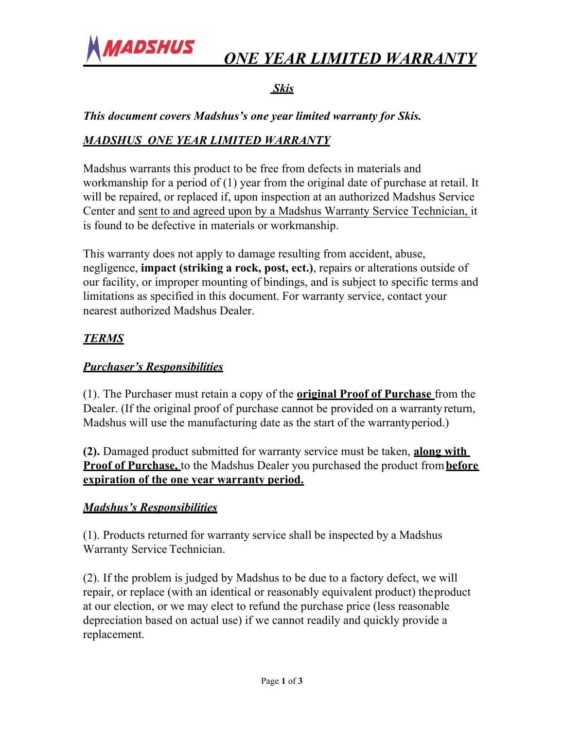MADSHUS

# *ONE YEAR LIMITED WARRANTY*

## *Skis*

***This document covers Madshus's one year limited warranty for Skis.***

### *MADSHUS ONE YEAR LIMITED WARRANTY*

Madshus warrants this product to be free from defects in materials and workmanship for a period of (1) year from the original date of purchase at retail. It will be repaired, or replaced if, upon inspection at an authorized Madshus Service Center and sent to and agreed upon by a Madshus Warranty Service Technician, it is found to be defective in materials or workmanship.

This warranty does not apply to damage resulting from accident, abuse, negligence, **impact (striking a rock, post, ect.)**, repairs or alterations outside of our facility, or improper mounting of bindings, and is subject to specific terms and limitations as specified in this document. For warranty service, contact your nearest authorized Madshus Dealer.

### *TERMS*

#### *Purchaser's Responsibilities*

(1). The Purchaser must retain a copy of the **original Proof of Purchase** from the Dealer. (If the original proof of purchase cannot be provided on a warranty return, Madshus will use the manufacturing date as the start of the warranty period.)

**(2).** Damaged product submitted for warranty service must be taken, **along with Proof of Purchase,** to the Madshus Dealer you purchased the product from **before expiration of the one year warranty period.**

#### *Madshus's Responsibilities*

(1). Products returned for warranty service shall be inspected by a Madshus Warranty Service Technician.

(2). If the problem is judged by Madshus to be due to a factory defect, we will repair, or replace (with an identical or reasonably equivalent product) the product at our election, or we may elect to refund the purchase price (less reasonable depreciation based on actual use) if we cannot readily and quickly provide a replacement.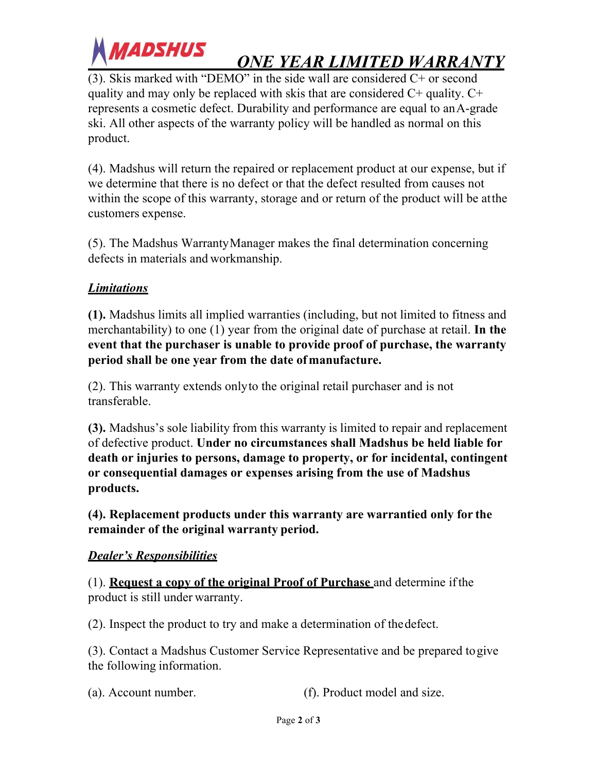# ONE YEAR LIMITED WARRANTY

(3). Skis marked with "DEMO" in the side wall are considered C+ or second quality and may only be replaced with skis that are considered C+ quality. C+ represents a cosmetic defect. Durability and performance are equal to an A-grade ski. All other aspects of the warranty policy will be handled as normal on this product.

(4). Madshus will return the repaired or replacement product at our expense, but if we determine that there is no defect or that the defect resulted from causes not within the scope of this warranty, storage and or return of the product will be at the customers expense.

(5). The Madshus Warranty Manager makes the final determination concerning defects in materials and workmanship.

## ***Limitations***

**(1).** Madshus limits all implied warranties (including, but not limited to fitness and merchantability) to one (1) year from the original date of purchase at retail. **In the event that the purchaser is unable to provide proof of purchase, the warranty period shall be one year from the date of manufacture.**

(2). This warranty extends only to the original retail purchaser and is not transferable.

**(3).** Madshus's sole liability from this warranty is limited to repair and replacement of defective product. **Under no circumstances shall Madshus be held liable for death or injuries to persons, damage to property, or for incidental, contingent or consequential damages or expenses arising from the use of Madshus products.**

**(4). Replacement products under this warranty are warrantied only for the remainder of the original warranty period.**

## ***Dealer's Responsibilities***

(1). **Request a copy of the original Proof of Purchase** and determine if the product is still under warranty.

(2). Inspect the product to try and make a determination of the defect.

(3). Contact a Madshus Customer Service Representative and be prepared to give the following information.

(a). Account number.

(f). Product model and size.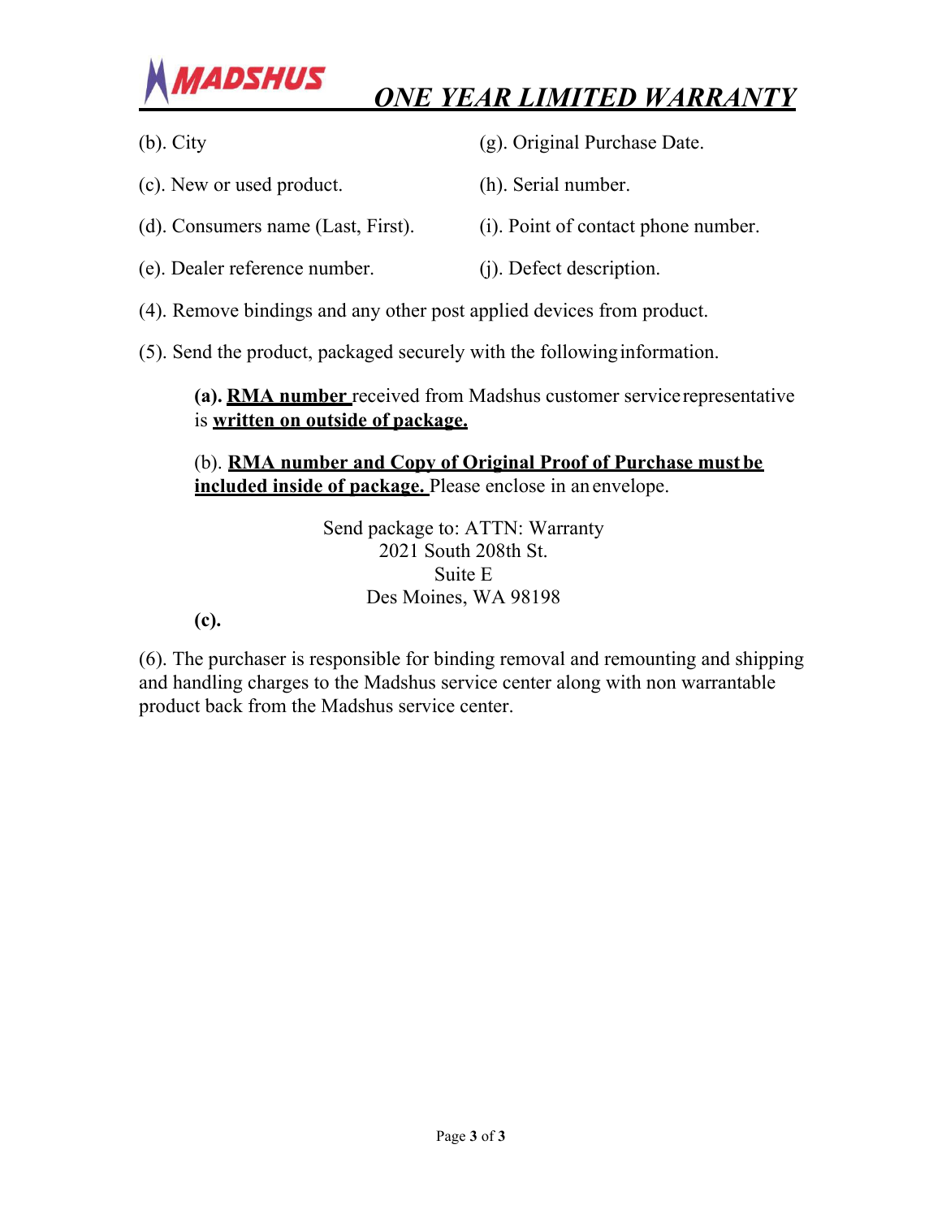# MADSHUS ONE YEAR LIMITED WARRANTY

(b). City

(c). New or used product.

(d). Consumers name (Last, First).

(e). Dealer reference number.

(g). Original Purchase Date.

(h). Serial number.

(i). Point of contact phone number.

(j). Defect description.

(4). Remove bindings and any other post applied devices from product.

(5). Send the product, packaged securely with the following information.

> **(a). <u>RMA number</u>** received from Madshus customer service representative is **<u>written on outside of package.</u>**
>
> (b). **<u>RMA number and Copy of Original Proof of Purchase must be included inside of package.</u>** Please enclose in an envelope.
>
> Send package to: ATTN: Warranty  
> 2021 South 208th St.  
> Suite E  
> Des Moines, WA 98198
>
> **(c).**

(6). The purchaser is responsible for binding removal and remounting and shipping and handling charges to the Madshus service center along with non warrantable product back from the Madshus service center.